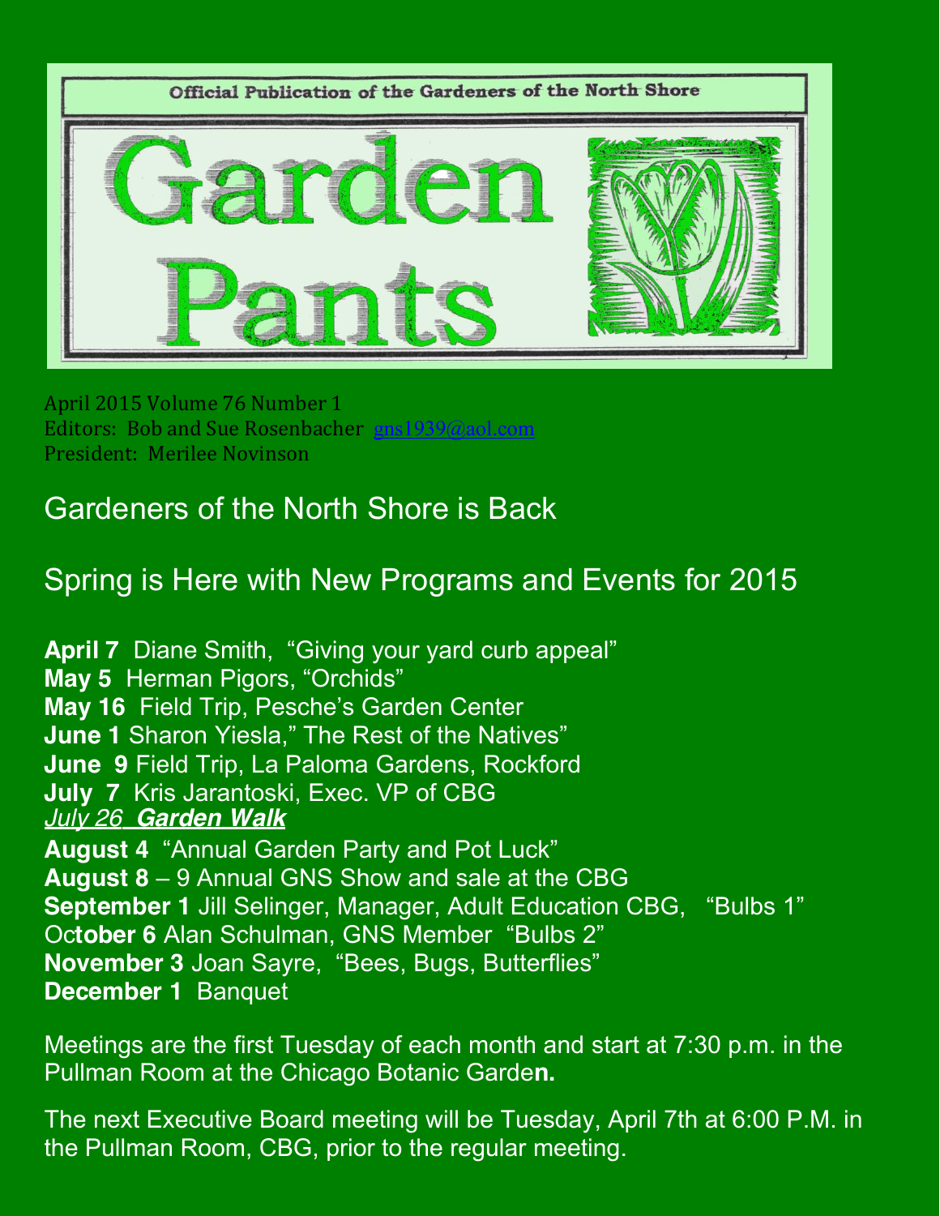Official Publication of the Gardeners of the North Shore

# Garden Pants

April 2015 Volume 76 Number 1
Editors: Bob and Sue Rosenbacher gns1939@aol.com
President: Merilee Novinson

## Gardeners of the North Shore is Back

## Spring is Here with New Programs and Events for 2015

**April 7** Diane Smith, "Giving your yard curb appeal"
**May 5** Herman Pigors, "Orchids"
**May 16** Field Trip, Pesche's Garden Center
**June 1** Sharon Yiesla," The Rest of the Natives"
**June 9** Field Trip, La Paloma Gardens, Rockford
**July 7** Kris Jarantoski, Exec. VP of CBG
*July 26* ***Garden Walk***
**August 4** "Annual Garden Party and Pot Luck"
**August 8** – 9 Annual GNS Show and sale at the CBG
**September 1** Jill Selinger, Manager, Adult Education CBG, "Bulbs 1"
Oc**tober 6** Alan Schulman, GNS Member "Bulbs 2"
**November 3** Joan Sayre, "Bees, Bugs, Butterflies"
**December 1** Banquet

Meetings are the first Tuesday of each month and start at 7:30 p.m. in the Pullman Room at the Chicago Botanic Garde**n.**

The next Executive Board meeting will be Tuesday, April 7th at 6:00 P.M. in the Pullman Room, CBG, prior to the regular meeting.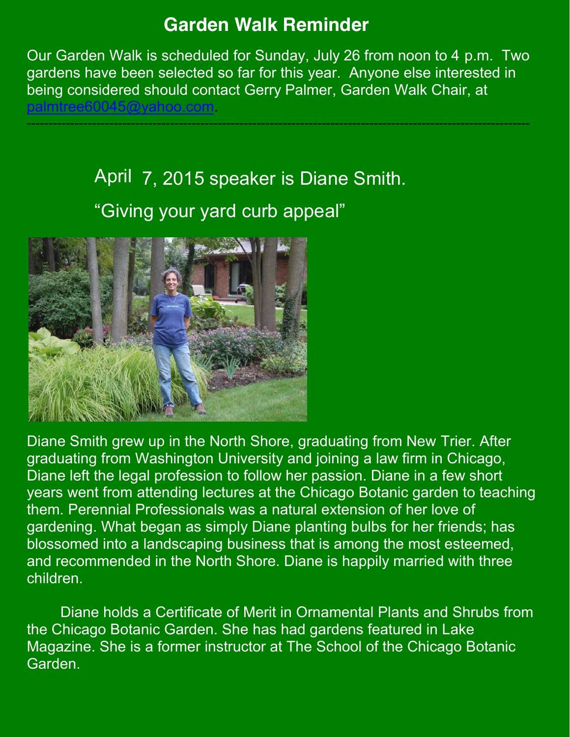## Garden Walk Reminder

Our Garden Walk is scheduled for Sunday, July 26 from noon to 4 p.m. Two gardens have been selected so far for this year. Anyone else interested in being considered should contact Gerry Palmer, Garden Walk Chair, at palmtree60045@yahoo.com.

---

April 7, 2015 speaker is Diane Smith.

"Giving your yard curb appeal"

Diane Smith grew up in the North Shore, graduating from New Trier. After graduating from Washington University and joining a law firm in Chicago, Diane left the legal profession to follow her passion. Diane in a few short years went from attending lectures at the Chicago Botanic garden to teaching them. Perennial Professionals was a natural extension of her love of gardening. What began as simply Diane planting bulbs for her friends; has blossomed into a landscaping business that is among the most esteemed, and recommended in the North Shore. Diane is happily married with three children.

Diane holds a Certificate of Merit in Ornamental Plants and Shrubs from the Chicago Botanic Garden. She has had gardens featured in Lake Magazine. She is a former instructor at The School of the Chicago Botanic Garden.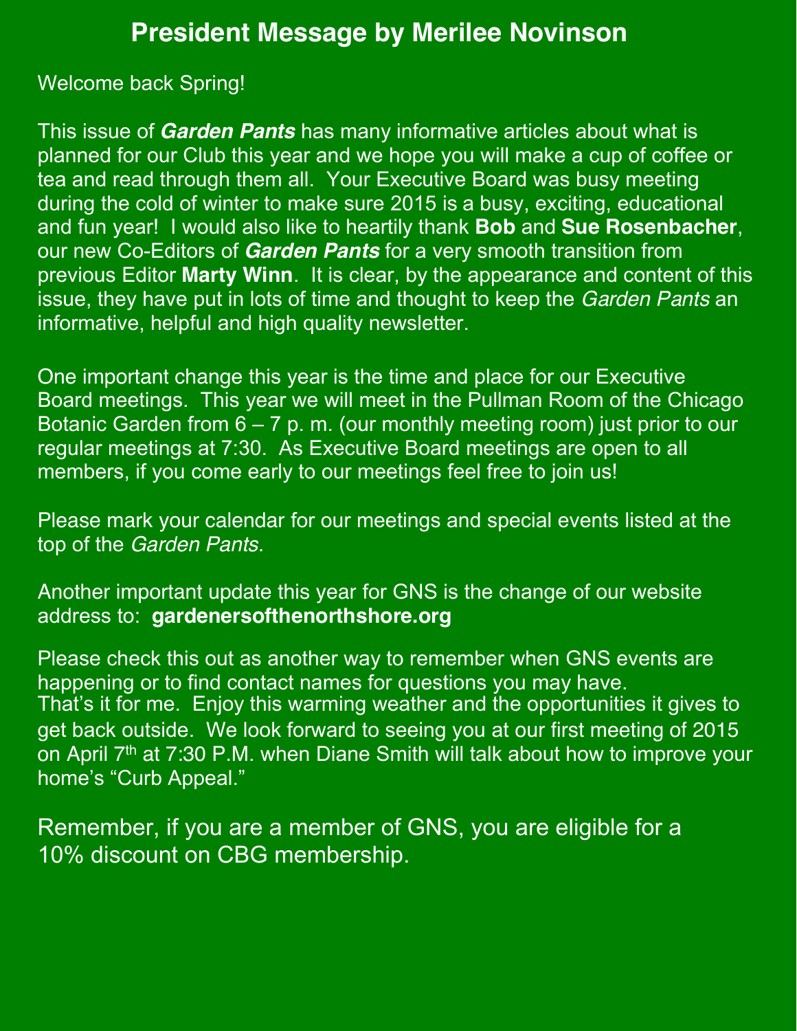# President Message by Merilee Novinson

Welcome back Spring!

This issue of ***Garden Pants*** has many informative articles about what is planned for our Club this year and we hope you will make a cup of coffee or tea and read through them all. Your Executive Board was busy meeting during the cold of winter to make sure 2015 is a busy, exciting, educational and fun year! I would also like to heartily thank **Bob** and **Sue Rosenbacher**, our new Co-Editors of ***Garden Pants*** for a very smooth transition from previous Editor **Marty Winn**. It is clear, by the appearance and content of this issue, they have put in lots of time and thought to keep the *Garden Pants* an informative, helpful and high quality newsletter.

One important change this year is the time and place for our Executive Board meetings. This year we will meet in the Pullman Room of the Chicago Botanic Garden from 6 – 7 p. m. (our monthly meeting room) just prior to our regular meetings at 7:30. As Executive Board meetings are open to all members, if you come early to our meetings feel free to join us!

Please mark your calendar for our meetings and special events listed at the top of the *Garden Pants*.

Another important update this year for GNS is the change of our website address to: **gardenersofthenorthshore.org**

Please check this out as another way to remember when GNS events are happening or to find contact names for questions you may have.
That's it for me. Enjoy this warming weather and the opportunities it gives to get back outside. We look forward to seeing you at our first meeting of 2015 on April 7th at 7:30 P.M. when Diane Smith will talk about how to improve your home's "Curb Appeal."

Remember, if you are a member of GNS, you are eligible for a 10% discount on CBG membership.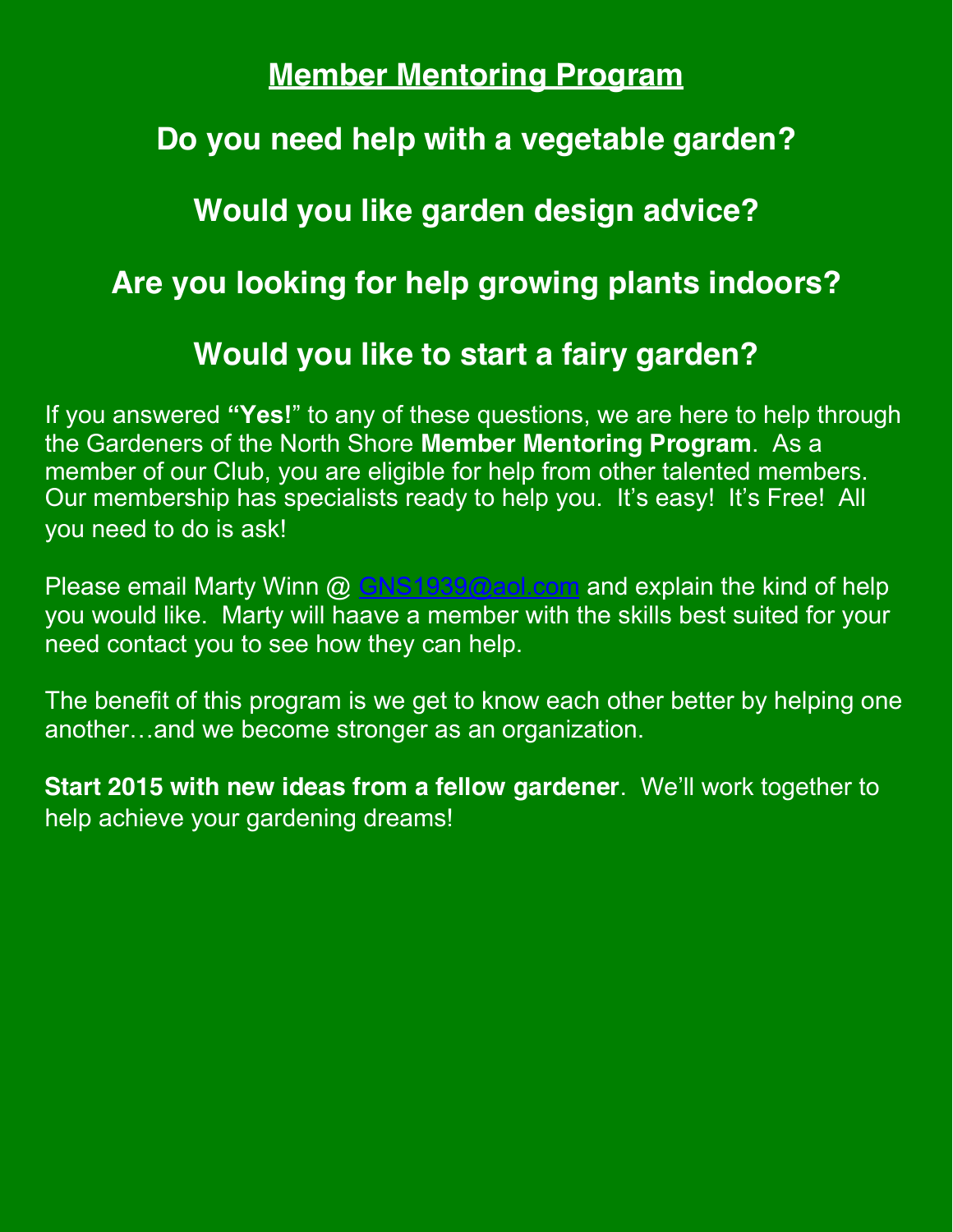## Member Mentoring Program

### Do you need help with a vegetable garden?

### Would you like garden design advice?

### Are you looking for help growing plants indoors?

### Would you like to start a fairy garden?

If you answered **"Yes!"** to any of these questions, we are here to help through the Gardeners of the North Shore **Member Mentoring Program**. As a member of our Club, you are eligible for help from other talented members. Our membership has specialists ready to help you. It's easy! It's Free! All you need to do is ask!

Please email Marty Winn @ GNS1939@aol.com and explain the kind of help you would like. Marty will haave a member with the skills best suited for your need contact you to see how they can help.

The benefit of this program is we get to know each other better by helping one another…and we become stronger as an organization.

**Start 2015 with new ideas from a fellow gardener**. We'll work together to help achieve your gardening dreams!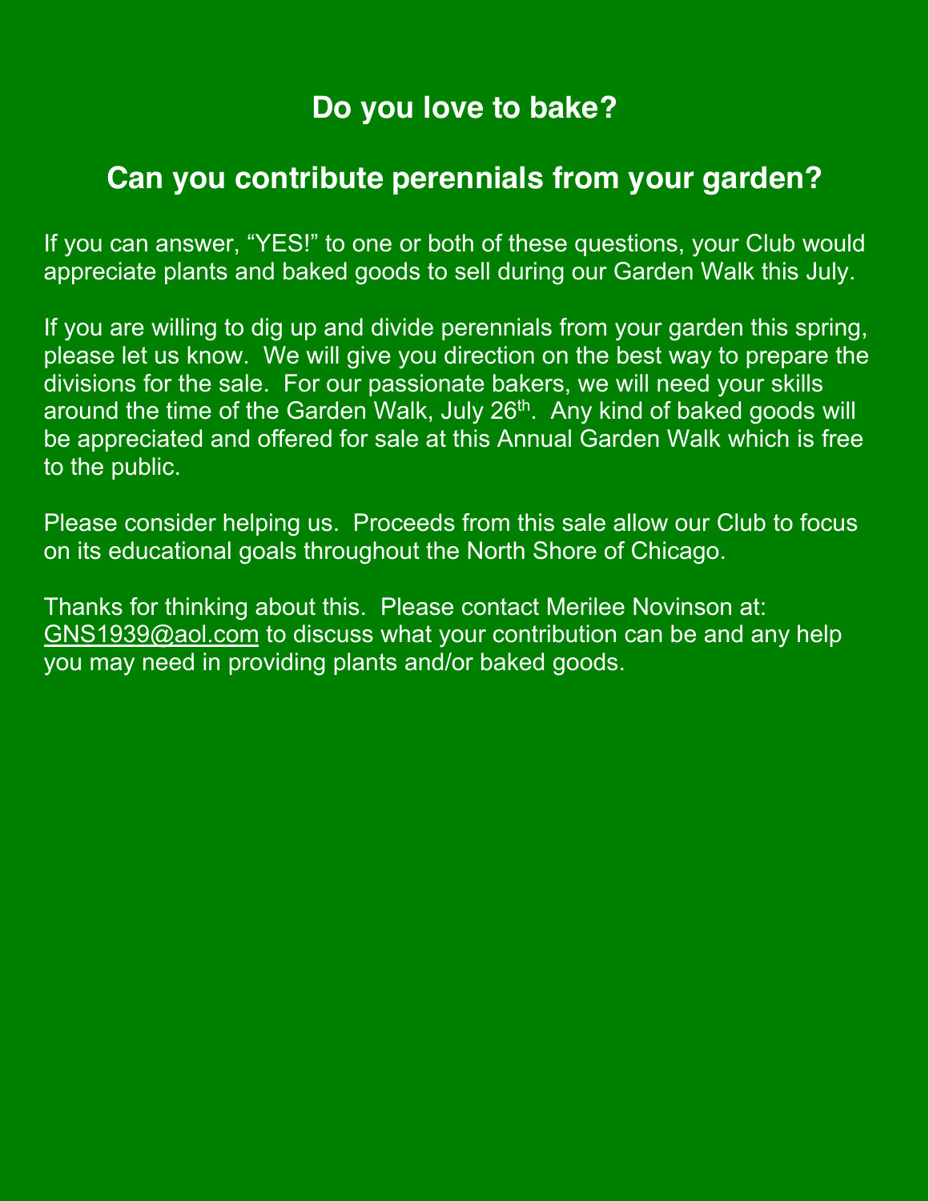## Do you love to bake?

## Can you contribute perennials from your garden?

If you can answer, "YES!" to one or both of these questions, your Club would appreciate plants and baked goods to sell during our Garden Walk this July.

If you are willing to dig up and divide perennials from your garden this spring, please let us know. We will give you direction on the best way to prepare the divisions for the sale. For our passionate bakers, we will need your skills around the time of the Garden Walk, July 26th. Any kind of baked goods will be appreciated and offered for sale at this Annual Garden Walk which is free to the public.

Please consider helping us. Proceeds from this sale allow our Club to focus on its educational goals throughout the North Shore of Chicago.

Thanks for thinking about this. Please contact Merilee Novinson at: GNS1939@aol.com to discuss what your contribution can be and any help you may need in providing plants and/or baked goods.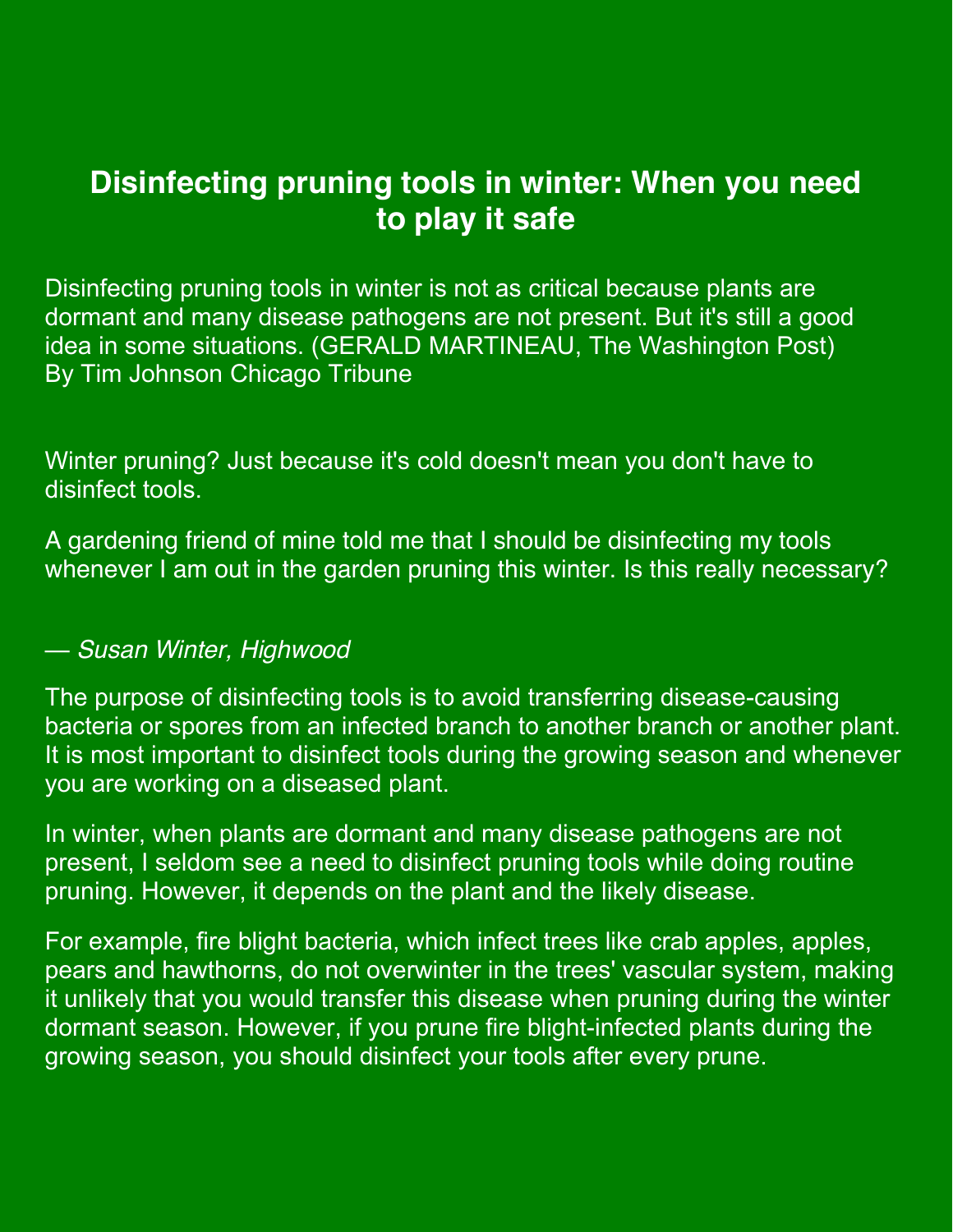# Disinfecting pruning tools in winter: When you need to play it safe

Disinfecting pruning tools in winter is not as critical because plants are dormant and many disease pathogens are not present. But it's still a good idea in some situations. (GERALD MARTINEAU, The Washington Post)
By Tim Johnson Chicago Tribune

Winter pruning? Just because it's cold doesn't mean you don't have to disinfect tools.

A gardening friend of mine told me that I should be disinfecting my tools whenever I am out in the garden pruning this winter. Is this really necessary?

— *Susan Winter, Highwood*

The purpose of disinfecting tools is to avoid transferring disease-causing bacteria or spores from an infected branch to another branch or another plant. It is most important to disinfect tools during the growing season and whenever you are working on a diseased plant.

In winter, when plants are dormant and many disease pathogens are not present, I seldom see a need to disinfect pruning tools while doing routine pruning. However, it depends on the plant and the likely disease.

For example, fire blight bacteria, which infect trees like crab apples, apples, pears and hawthorns, do not overwinter in the trees' vascular system, making it unlikely that you would transfer this disease when pruning during the winter dormant season. However, if you prune fire blight-infected plants during the growing season, you should disinfect your tools after every prune.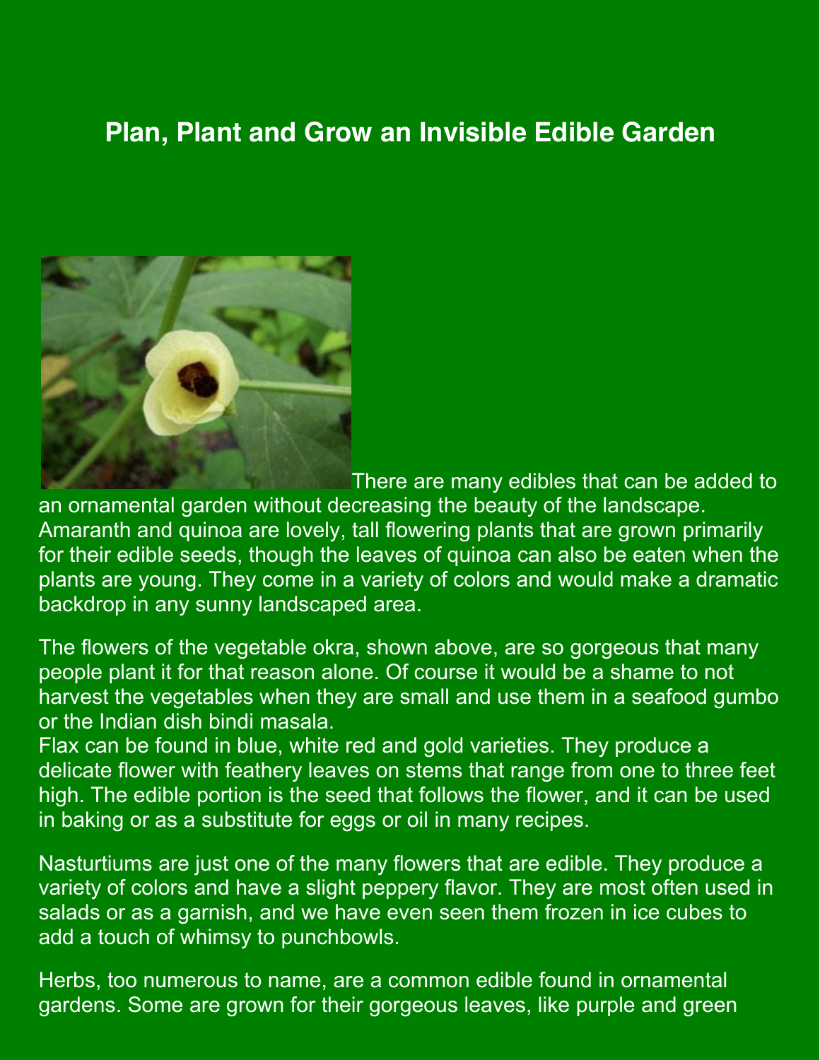# Plan, Plant and Grow an Invisible Edible Garden

There are many edibles that can be added to an ornamental garden without decreasing the beauty of the landscape. Amaranth and quinoa are lovely, tall flowering plants that are grown primarily for their edible seeds, though the leaves of quinoa can also be eaten when the plants are young. They come in a variety of colors and would make a dramatic backdrop in any sunny landscaped area.

The flowers of the vegetable okra, shown above, are so gorgeous that many people plant it for that reason alone. Of course it would be a shame to not harvest the vegetables when they are small and use them in a seafood gumbo or the Indian dish bindi masala.

Flax can be found in blue, white red and gold varieties. They produce a delicate flower with feathery leaves on stems that range from one to three feet high. The edible portion is the seed that follows the flower, and it can be used in baking or as a substitute for eggs or oil in many recipes.

Nasturtiums are just one of the many flowers that are edible. They produce a variety of colors and have a slight peppery flavor. They are most often used in salads or as a garnish, and we have even seen them frozen in ice cubes to add a touch of whimsy to punchbowls.

Herbs, too numerous to name, are a common edible found in ornamental gardens. Some are grown for their gorgeous leaves, like purple and green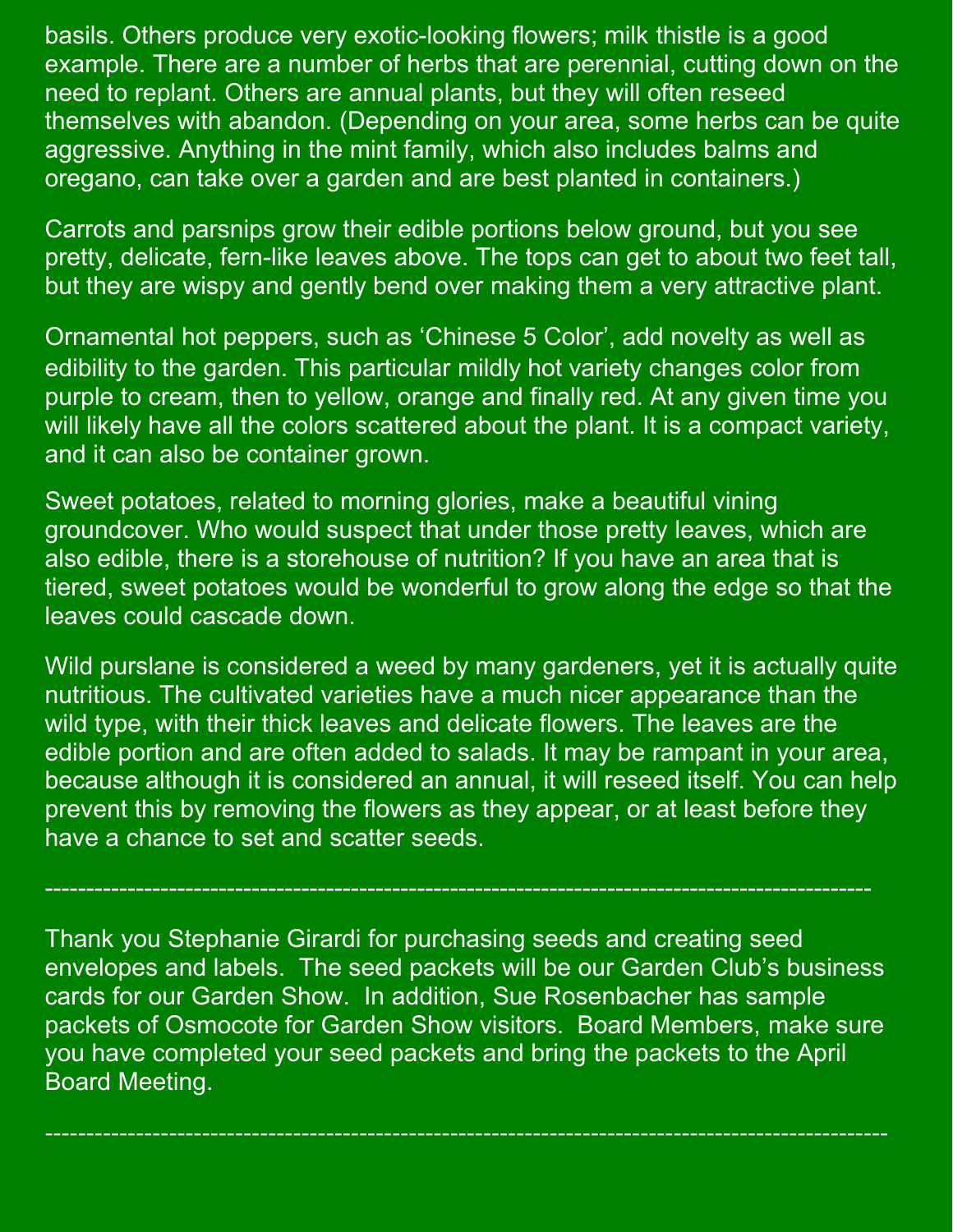basils. Others produce very exotic-looking flowers; milk thistle is a good example. There are a number of herbs that are perennial, cutting down on the need to replant. Others are annual plants, but they will often reseed themselves with abandon. (Depending on your area, some herbs can be quite aggressive. Anything in the mint family, which also includes balms and oregano, can take over a garden and are best planted in containers.)

Carrots and parsnips grow their edible portions below ground, but you see pretty, delicate, fern-like leaves above. The tops can get to about two feet tall, but they are wispy and gently bend over making them a very attractive plant.

Ornamental hot peppers, such as ‘Chinese 5 Color’, add novelty as well as edibility to the garden. This particular mildly hot variety changes color from purple to cream, then to yellow, orange and finally red. At any given time you will likely have all the colors scattered about the plant. It is a compact variety, and it can also be container grown.

Sweet potatoes, related to morning glories, make a beautiful vining groundcover. Who would suspect that under those pretty leaves, which are also edible, there is a storehouse of nutrition? If you have an area that is tiered, sweet potatoes would be wonderful to grow along the edge so that the leaves could cascade down.

Wild purslane is considered a weed by many gardeners, yet it is actually quite nutritious. The cultivated varieties have a much nicer appearance than the wild type, with their thick leaves and delicate flowers. The leaves are the edible portion and are often added to salads. It may be rampant in your area, because although it is considered an annual, it will reseed itself. You can help prevent this by removing the flowers as they appear, or at least before they have a chance to set and scatter seeds.

---

Thank you Stephanie Girardi for purchasing seeds and creating seed envelopes and labels. The seed packets will be our Garden Club’s business cards for our Garden Show. In addition, Sue Rosenbacher has sample packets of Osmocote for Garden Show visitors. Board Members, make sure you have completed your seed packets and bring the packets to the April Board Meeting.

---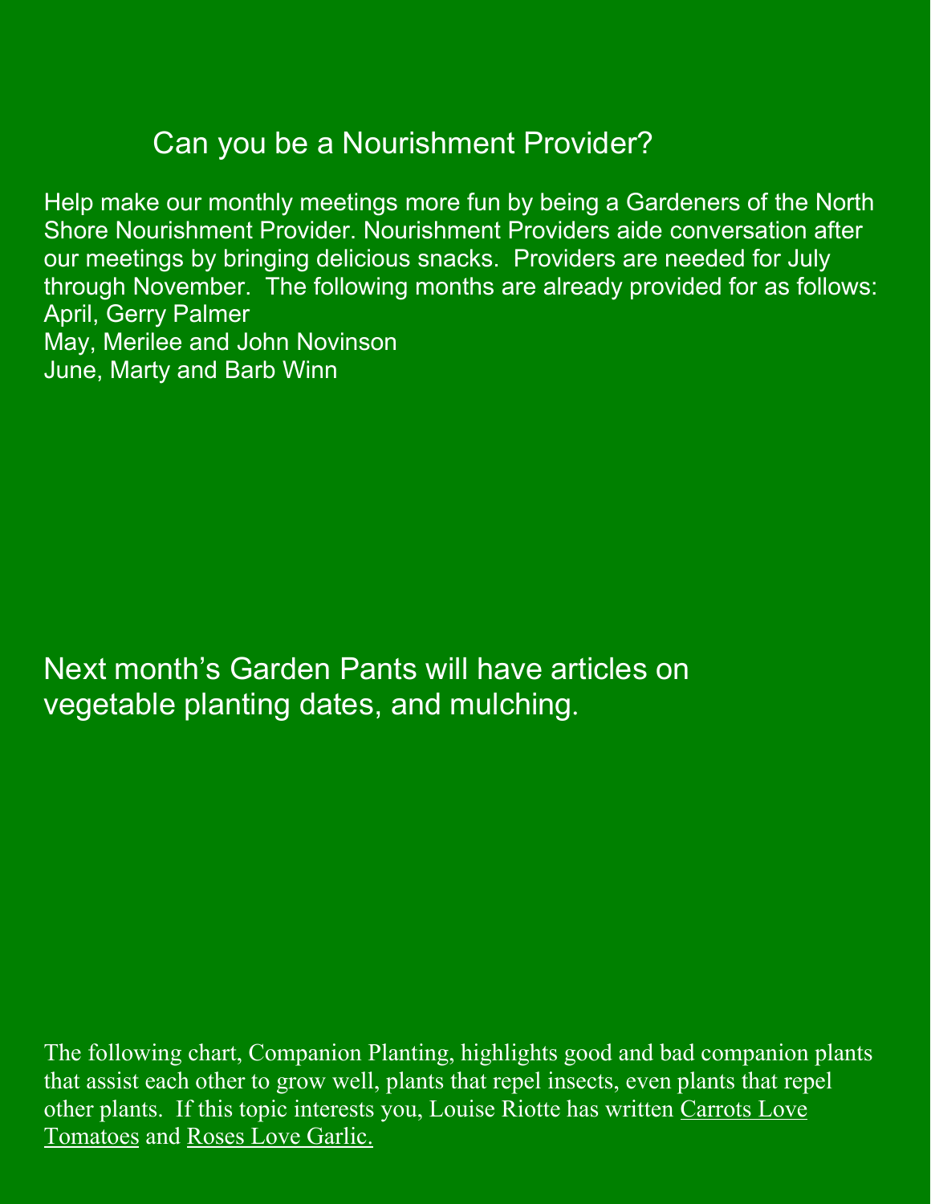## Can you be a Nourishment Provider?

Help make our monthly meetings more fun by being a Gardeners of the North Shore Nourishment Provider. Nourishment Providers aide conversation after our meetings by bringing delicious snacks. Providers are needed for July through November. The following months are already provided for as follows:

April, Gerry Palmer
May, Merilee and John Novinson
June, Marty and Barb Winn

Next month's Garden Pants will have articles on vegetable planting dates, and mulching.

The following chart, Companion Planting, highlights good and bad companion plants that assist each other to grow well, plants that repel insects, even plants that repel other plants. If this topic interests you, Louise Riotte has written Carrots Love Tomatoes and Roses Love Garlic.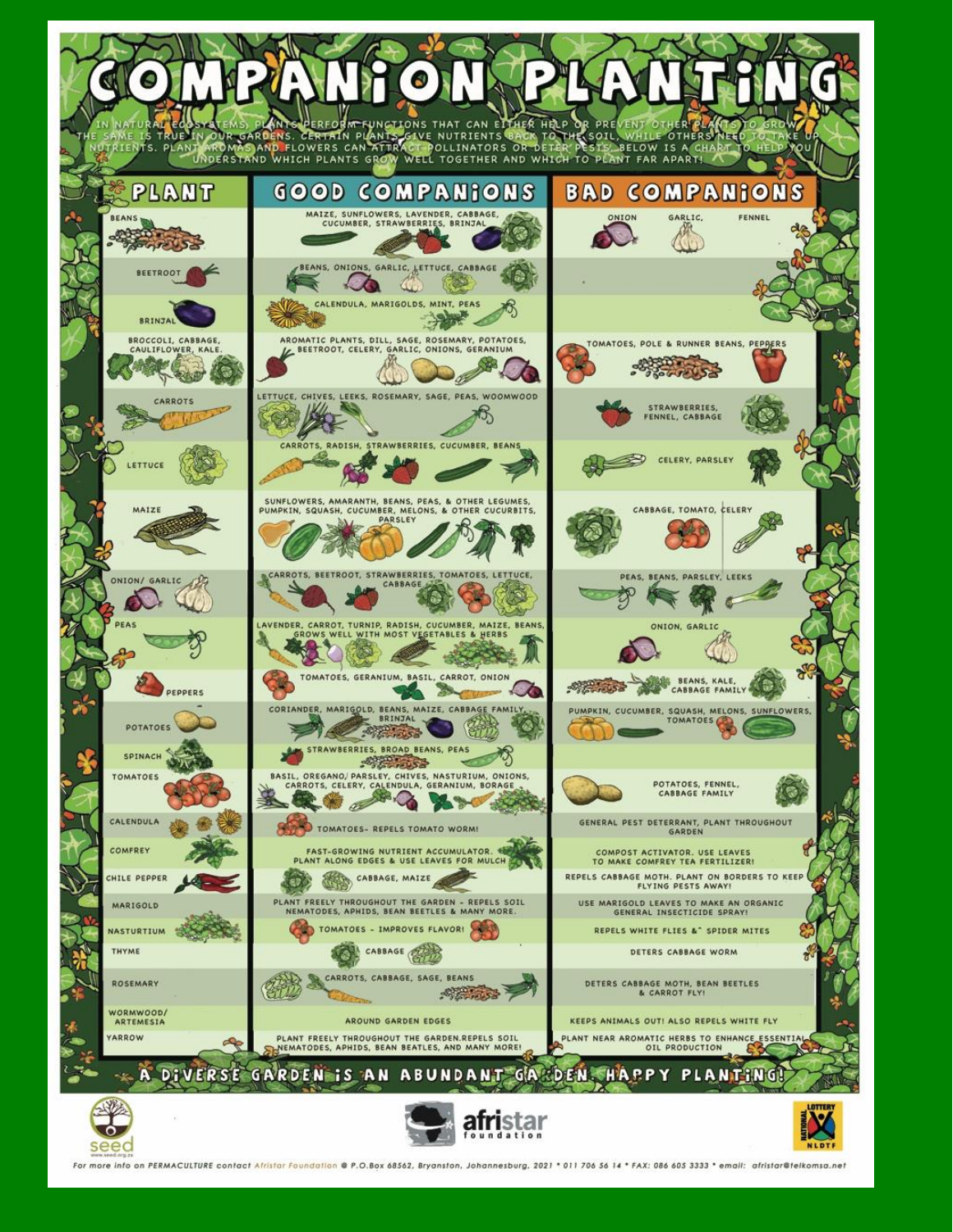# COMPANION PLANTING

IN NATURAL ECOSYSTEMS, PLANTS PERFORM FUNCTIONS THAT CAN EITHER HELP OR PREVENT OTHER PLANTS TO GROW. THE SAME IS TRUE IN OUR GARDENS. CERTAIN PLANTS GIVE NUTRIENTS BACK TO THE SOIL, WHILE OTHERS NEED TO TAKE UP NUTRIENTS. PLANT AROMAS AND FLOWERS CAN ATTRACT POLLINATORS OR DETER PESTS. BELOW IS A CHART TO HELP YOU UNDERSTAND WHICH PLANTS GROW WELL TOGETHER AND WHICH TO PLANT FAR APART!

| PLANT | GOOD COMPANIONS | BAD COMPANIONS |
|---|---|---|
| BEANS | MAIZE, SUNFLOWERS, LAVENDER, CABBAGE, CUCUMBER, STRAWBERRIES, BRINJAL | ONION, GARLIC, FENNEL |
| BEETROOT | BEANS, ONIONS, GARLIC, LETTUCE, CABBAGE | |
| BRINJAL | CALENDULA, MARIGOLDS, MINT, PEAS | |
| BROCCOLI, CABBAGE, CAULIFLOWER, KALE. | AROMATIC PLANTS, DILL, SAGE, ROSEMARY, POTATOES, BEETROOT, CELERY, GARLIC, ONIONS, GERANIUM | TOMATOES, POLE & RUNNER BEANS, PEPPERS |
| CARROTS | LETTUCE, CHIVES, LEEKS, ROSEMARY, SAGE, PEAS, WOOMWOOD | STRAWBERRIES, FENNEL, CABBAGE |
| LETTUCE | CARROTS, RADISH, STRAWBERRIES, CUCUMBER, BEANS | CELERY, PARSLEY |
| MAIZE | SUNFLOWERS, AMARANTH, BEANS, PEAS, & OTHER LEGUMES, PUMPKIN, SQUASH, CUCUMBER, MELONS, & OTHER CUCURBITS, PARSLEY | CABBAGE, TOMATO, CELERY |
| ONION/ GARLIC | CARROTS, BEETROOT, STRAWBERRIES, TOMATOES, LETTUCE, CABBAGE | PEAS, BEANS, PARSLEY, LEEKS |
| PEAS | LAVENDER, CARROT, TURNIP, RADISH, CUCUMBER, MAIZE, BEANS, GROWS WELL WITH MOST VEGETABLES & HERBS | ONION, GARLIC |
| PEPPERS | TOMATOES, GERANIUM, BASIL, CARROT, ONION | BEANS, KALE, CABBAGE FAMILY |
| POTATOES | CORIANDER, MARIGOLD, BEANS, MAIZE, CABBAGE FAMILY, BRINJAL | PUMPKIN, CUCUMBER, SQUASH, MELONS, SUNFLOWERS, TOMATOES |
| SPINACH | STRAWBERRIES, BROAD BEANS, PEAS | |
| TOMATOES | BASIL, OREGANO/ PARSLEY, CHIVES, NASTURIUM, ONIONS, CARROTS, CELERY, CALENDULA, GERANIUM, BORAGE | POTATOES, FENNEL, CABBAGE FAMILY |
| CALENDULA | TOMATOES- REPELS TOMATO WORM! | GENERAL PEST DETERRANT, PLANT THROUGHOUT GARDEN |
| COMFREY | FAST-GROWING NUTRIENT ACCUMULATOR. PLANT ALONG EDGES & USE LEAVES FOR MULCH | COMPOST ACTIVATOR. USE LEAVES TO MAKE COMFREY TEA FERTILIZER! |
| CHILE PEPPER | CABBAGE, MAIZE | REPELS CABBAGE MOTH. PLANT ON BORDERS TO KEEP FLYING PESTS AWAY! |
| MARIGOLD | PLANT FREELY THROUGHOUT THE GARDEN - REPELS SOIL NEMATODES, APHIDS, BEAN BEETLES & MANY MORE. | USE MARIGOLD LEAVES TO MAKE AN ORGANIC GENERAL INSECTICIDE SPRAY! |
| NASTURTIUM | TOMATOES - IMPROVES FLAVOR! | REPELS WHITE FLIES &" SPIDER MITES |
| THYME | CABBAGE | DETERS CABBAGE WORM |
| ROSEMARY | CARROTS, CABBAGE, SAGE, BEANS | DETERS CABBAGE MOTH, BEAN BEETLES & CARROT FLY! |
| WORMWOOD/ ARTEMESIA | AROUND GARDEN EDGES | KEEPS ANIMALS OUT! ALSO REPELS WHITE FLY |
| YARROW | PLANT FREELY THROUGHOUT THE GARDEN.REPELS SOIL NEMATODES, APHIDS, BEAN BEATLES, AND MANY MORE! | PLANT NEAR AROMATIC HERBS TO ENHANCE ESSENTIAL OIL PRODUCTION |

A DIVERSE GARDEN IS AN ABUNDANT GARDEN. HAPPY PLANTING!

seed — www.seed.org.za

afristar foundation

NATIONAL LOTTERY NLDTF

For more info on PERMACULTURE contact Afristar Foundation @ P.O.Box 68562, Bryanston, Johannesburg, 2021 * 011 706 56 14 * FAX: 086 605 3333 * email: afristar@telkomsa.net